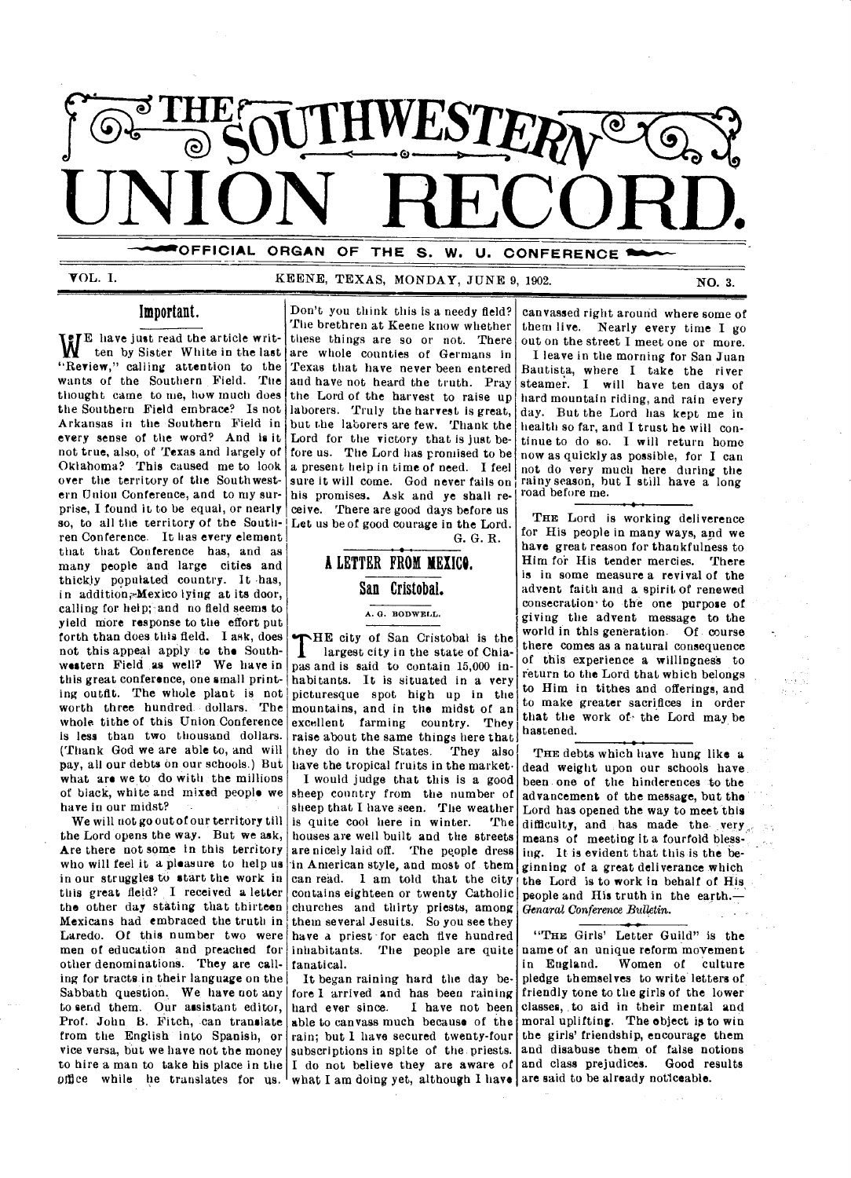# THE SOUTHWESTERN UNION RECORD.

OFFICIAL ORGAN OF THE S. W. U. CONFERENCE

VOL. I. KEENE, TEXAS, MONDAY, JUNE 9, 1902. NO. 3.

## Important.

WE have just read the article written by Sister White in the last "Review," calling attention to the wants of the Southern Field. The thought came to me, how much does the Southern Field embrace? Is not Arkansas in the Southern Field in every sense of the word? And is it not true, also, of Texas and largely of Oklahoma? This caused me to look over the territory of the Southwestern Union Conference, and to my surprise, I found it to be equal, or nearly so, to all the territory of the Southren Conference. It has every element that that Conference has, and as many people and large cities and thickly populated country. It has, in addition, Mexico lying at its door, calling for help; and no field seems to yield more response to the effort put forth than does this field. I ask, does not this appeal apply to the Southwestern Field as well? We have in this great conference, one small printing outfit. The whole plant is not worth three hundred dollars. The whole tithe of this Union Conference is less than two thousand dollars. (Thank God we are able to, and will pay, all our debts on our schools.) But what are we to do with the millions of black, white and mixed people we have in our midst?

We will not go out of our territory till the Lord opens the way. But we ask, Are there not some in this territory who will feel it a pleasure to help us in our struggles to start the work in this great field? I received a letter the other day stating that thirteen Mexicans had embraced the truth in Laredo. Of this number two were men of education and preached for other denominations. They are calling for tracts in their language on the Sabbath question. We have not any to send them. Our assistant editor, Prof. John B. Fitch, can translate from the English into Spanish, or vice versa, but we have not the money to hire a man to take his place in the office while he translates for us. Don't you think this is a needy field? The brethren at Keene know whether these things are so or not. There are whole counties of Germans in Texas that have never been entered and have not heard the truth. Pray the Lord of the harvest to raise up laborers. Truly the harvest is great, but the laborers are few. Thank the Lord for the victory that is just before us. The Lord has promised to be a present help in time of need. I feel sure it will come. God never fails on his promises. Ask and ye shall receive. There are good days before us Let us be of good courage in the Lord.

G. G. R.

## A LETTER FROM MEXICO.

### San Cristobal.

A. G. BODWELL.

THE city of San Cristobal is the largest city in the state of Chiapas and is said to contain 15,000 inhabitants. It is situated in a very picturesque spot high up in the mountains, and in the midst of an excellent farming country. They raise about the same things here that they do in the States. They also have the tropical fruits in the market.

I would judge that this is a good sheep country from the number of sheep that I have seen. The weather is quite cool here in winter. The houses are well built and the streets are nicely laid off. The people dress in American style, and most of them can read. I am told that the city contains eighteen or twenty Catholic churches and thirty priests, among them several Jesuits. So you see they have a priest for each five hundred inhabitants. The people are quite fanatical.

It began raining hard the day before I arrived and has been raining hard ever since. I have not been able to canvass much because of the rain; but I have secured twenty-four subscriptions in spite of the priests. I do not believe they are aware of what I am doing yet, although I have canvassed right around where some of them live. Nearly every time I go out on the street I meet one or more.

I leave in the morning for San Juan Bautista, where I take the river steamer. I will have ten days of hard mountain riding, and rain every day. But the Lord has kept me in health so far, and I trust he will continue to do so. I will return home now as quickly as possible, for I can not do very much here during the rainy season, but I still have a long road before me.

---

THE Lord is working deliverence for His people in many ways, and we have great reason for thankfulness to Him for His tender mercies. There is in some measure a revival of the advent faith and a spirit of renewed consecration to the one purpose of giving the advent message to the world in this generation. Of course there comes as a natural consequence of this experience a willingness to return to the Lord that which belongs to Him in tithes and offerings, and to make greater sacrifices in order that the work of the Lord may be hastened.

---

THE debts which have hung like a dead weight upon our schools have been one of the hinderences to the advancement of the message, but the Lord has opened the way to meet this difficulty, and has made the very means of meeting it a fourfold blessing. It is evident that this is the beginning of a great deliverance which the Lord is to work in behalf of His people and His truth in the earth.—*Genaral Conference Bulletin.*

---

"THE Girls' Letter Guild" is the name of an unique reform movement in England. Women of culture pledge themselves to write letters of friendly tone to the girls of the lower classes, to aid in their mental and moral uplifting. The object is to win the girls' friendship, encourage them and disabuse them of false notions and class prejudices. Good results are said to be already noticeable.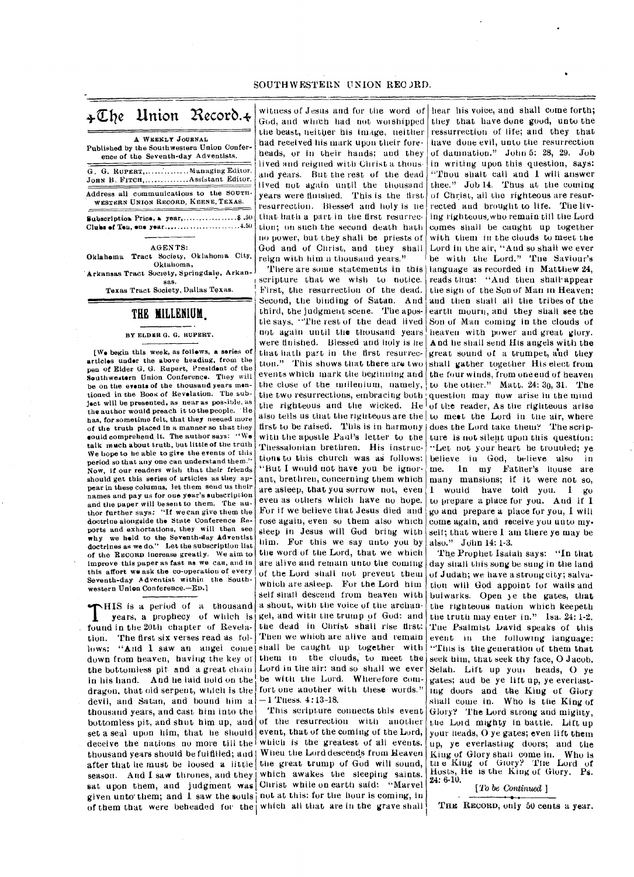# The Union Record.

A WEEKLY JOURNAL

Published by the Southwestern Union Conference of the Seventh-day Adventists.

G. G. RUPERT, ............... Managing Editor.
JOHN B. FITCH, ............... Assistant Editor.

Address all communications to the SOUTHWESTERN UNION RECORD, KEENE, TEXAS.

Subscription Price, a year, ................. $ .50
Clubs of Ten, one year ......................... 4.50

AGENTS:

Oklahoma Tract Society, Oklahoma City, Oklahoma,
Arkansas Tract Society, Springdale, Arkansas.
Texas Tract Society, Dallas Texas.

## THE MILLENIUM.

BY ELDER G. G. RUPERT.

[We begin this week, as follows, a series of articles under the above heading, from the pen of Elder G. G. Rupert, President of the Southwestern Union Conference. They will be on the events of the thousand years mentioned in the Book of Revelation. The subject will be presented, as near as possible, as the author would preach it to the people. He has, for sometime felt, that they needed more of the truth placed in a manner so that they could comprehend it. The author says: "We talk much about truth, but little of the truth We hope to be able to give the events of this period so that any one can understand them." Now, if our readers wish that their friends should get this series of articles as they appear in these columns, let them send us their names and pay us for one year's subscription and the paper will be sent to them. The author further says: "If we can give them the doctrine alongside the State Conference Reports and exhortations, they will then see why we held to the Seventh-day Adventist doctrines as we do." Let the subscription list of the RECORD increase greatly. We aim to improve this paper as fast as we can, and in this affort we ask the co-operation of every Seventh-day Adventist within the Southwestern Union Conference.—ED.]

THIS is a period of a thousand years, a prophecy of which is found in the 20th chapter of Revelation. The first six verses read as follows: "And I saw an angel come down from heaven, having the key of the bottomless pit and a great chain in his hand. And he laid hold on the dragon, that old serpent, which is the devil, and Satan, and bound him a thousand years, and cast him into the bottomless pit, and shut him up, and set a seal upon him, that he should deceive the nations no more till the thousand years should be fulfilled; and after that he must be loosed a little season. And I saw thrones, and they sat upon them, and judgment was given unto them; and I saw the souls of them that were beheaded for the witness of Jesus and for the word of God, and which had not worshipped the beast, neither his image, neither had received his mark upon their foreheads, or in their hands; and they lived and reigned with Christ a thousand years. But the rest of the dead lived not again until the thousand years were finished. This is the first resurrection. Blessed and holy is he that hath a part in the first resurrection; on such the second death hath no power, but they shall be priests of God and of Christ, and they shall reign with him a thousand years."

There are some statements in this scripture that we wish to notice. First, the resurrection of the dead. Second, the binding of Satan. And third, the judgment scene. The apostle says, "The rest of the dead lived not again until the thousand years were finished. Blessed and holy is he that hath part in the first resurrection." This shows that there are two events which mark the beginning and the close of the millenium, namely, the two resurrections, embracing both the righteous and the wicked. He also tells us that the righteous are the first to be raised. This is in harmony with the apostle Paul's letter to the Thessalonian brethren. His instructions to this church was as follows: "But I would not have you be ignorant, brethren, concerning them which are asleep, that you sorrow not, even even as others which have no hope. For if we believe that Jesus died and rose again, even so them also which sleep in Jesus will God bring with him. For this we say unto you by the word of the Lord, that we which are alive and remain unto the coming of the Lord shall not prevent them which are asleep. For the Lord him self shall descend from heaven with a shout, with the voice of the archangel, and with the trump of God: and the dead in Christ shall rise first: Then we which are alive and remain shall be caught up together with them in the clouds, to meet the Lord in the air: and so shall we ever be with the Lord. Wherefore comfort one another with these words." —1 Thess. 4:13-18.

This scripture connects this event of the resurrection with another event, that of the coming of the Lord, which is the greatest of all events. When the Lord descends from Heaven the great trump of God will sound, which awakes the sleeping saints. Christ while on earth said: "Marvel not at this: for the hour is coming, in which all that are in the grave shall hear his voice, and shall come forth; they that have done good, unto the ressurrection of life; and they that have done evil, unto the resurrection of damnation." John 5: 28, 29. Job in writing upon this question, says: "Thou shalt call and I will answer thee." Job 14. Thus at the coming of Christ, all the righteous are resurrected and brought to life. The living righteous, who remain till the Lord comes shall be caught up together with them in the clouds to meet the Lord in the air, "And so shall we ever be with the Lord." The Saviour's language as recorded in Matthew 24, reads thus: "And then shall appear the sign of the Son of Man in Heaven: and then shall all the tribes of the earth mourn, and they shall see the Son of Man coming in the clouds of heaven with power and great glory. And he shall send His angels with the great sound of a trumpet, and they shall gather together His elect from the four winds, from one end of heaven to the other." Matt. 24: 30, 31. The question may now arise in the mind of the reader, As the righteous arise to meet the Lord in the air, where does the Lord take them? The scripture is not silent upon this question: "Let not your heart be troubled; ye believe in God, believe also in me. In my Father's house are many mansions; if it were not so, I would have told you. I go to prepare a place for you. And if I go and prepare a place for you, I will come again, and receive you unto myself; that where I am there ye may be also." John 14: 1-3.

The Prophet Isaiah says: "In that day shall this song be sung in the land of Judah; we have a strong city; salvation will God appoint for walls and bulwarks. Open ye the gates, that the righteous nation which keepeth the truth may enter in." Isa. 24: 1-2. The Psalmist David speaks of this event in the following language: "This is the generation of them that seek him, that seek thy face, O Jacob. Selah. Lift up your heads, O ye gates; and be ye lift up, ye everlasting doors and the King of Glory shall come in. Who is the King of Glory? The Lord strong and mighty, the Lord mighty in battle. Lift up your heads, O ye gates; even lift them up, ye everlasting doors; and the King of Glory shall come in. Who is the King of Glory? The Lord of Hosts, He is the King of Glory. Ps. 24: 6-10.

[*To be Continued* ]

THE RECORD, only 50 cents a year.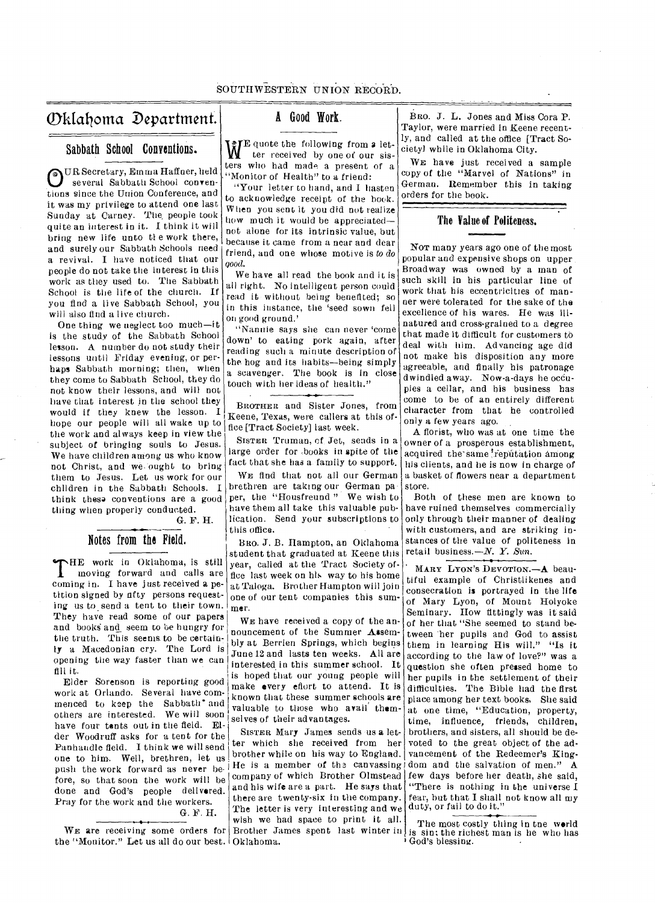# Oklahoma Department.

## Sabbath School Conventions.

OUR Secretary, Emma Haffner, held several Sabbath School conventions since the Union Conference, and it was my privilege to attend one last Sunday at Carney. The people took quite an interest in it. I think it will bring new life unto the work there, and surely our Sabbath Schools need a revival. I have noticed that our people do not take the interest in this work as they used to. The Sabbath School is the life of the church. If you find a live Sabbath School, you will also find a live church.

One thing we neglect too much—it is the study of the Sabbath School lesson. A number do not study their lessons until Friday evening, or perhaps Sabbath morning; then, when they come to Sabbath School, they do not know their lessons, and will not have that interest in the school they would if they knew the lesson. I hope our people will all wake up to the work and always keep in view the subject of bringing souls to Jesus. We have children among us who know not Christ, and we ought to bring them to Jesus. Let us work for our children in the Sabbath Schools. I think these conventions are a good thing when properly conducted.

G. F. H.

## Notes from the Field.

THE work in Oklahoma, is still moving forward and calls are coming in. I have just received a petition signed by fifty persons requesting us to send a tent to their town. They have read some of our papers and books and seem to be hungry for the truth. This seems to be certainly a Macedonian cry. The Lord is opening the way faster than we can fill it.

Elder Sorenson is reporting good work at Orlando. Several have commenced to keep the Sabbath and others are interested. We will soon have four tents out in the field. Elder Woodruff asks for a tent for the Panhandle field. I think we will send one to him. Well, brethren, let us push the work forward as never before, so that soon the work will be done and God's people delivered. Pray for the work and the workers.

G. F. H.

WE are receiving some orders for the "Monitor." Let us all do our best.

## A Good Work.

WE quote the following from a letter received by one of our sisters who had made a present of a "Monitor of Health" to a friend:

"Your letter to hand, and I hasten to acknowledge receipt of the book. When you sent it you did not realize how much it would be appreciated—not alone for its intrinsic value, but because it came from a near and dear friend, and one whose motive is *to do good*.

We have all read the book and it is all right. No intelligent person could read it without being benefited; so in this instance, the 'seed sown fell on good ground.'

"Nannie says she can never 'come down' to eating pork again, after reading such a minute description of the hog and its habits—being simply a scavenger. The book is in close touch with her ideas of health."

BROTHER and Sister Jones, from Keene, Texas, were callers at this office [Tract Society] last week.

SISTER Truman, of Jet, sends in a large order for books in spite of the fact that she has a family to support.

WE find that not all our German brethren are taking our German paper, the "Housfreund" We wish to have them all take this valuable publication. Send your subscriptions to this office.

BRO. J. B. Hampton, an Oklahoma student that graduated at Keene this year, called at the Tract Society office last week on his way to his home at Taloga. Brother Hampton will join one of our tent companies this summer.

WE have received a copy of the announcement of the Summer Assembly at Berrien Springs, which begins June 12 and lasts ten weeks. All are interested in this summer school. It is hoped that our young people will make every effort to attend. It is known that these summer schools are valuable to those who avail themselves of their advantages.

SISTER Mary James sends us a letter which she received from her brother while on his way to England. He is a member of the canvassing company of which Brother Olmstead and his wife are a part. He says that there are twenty-six in the company. The letter is very interesting and we wish we had space to print it all. Brother James spent last winter in Oklahoma.

BRO. J. L. Jones and Miss Cora P. Taylor, were married in Keene recently, and called at the office [Tract Society] while in Oklahoma City.

WE have just received a sample copy of the "Marvel of Nations" in German. Remember this in taking orders for the book.

## The Value of Politeness.

NOT many years ago one of the most popular and expensive shops on upper Broadway was owned by a man of such skill in his particular line of work that his eccentricities of manner were tolerated for the sake of the excellence of his wares. He was ill-natured and cross-grained to a degree that made it difficult for customers to deal with him. Advancing age did not make his disposition any more agreeable, and finally his patronage dwindled away. Now-a-days he occupies a cellar, and his business has come to be of an entirely different character from that he controlled only a few years ago.

A florist, who was at one time the owner of a prosperous establishment, acquired the same reputation among his clients, and he is now in charge of a basket of flowers near a department store.

Both of these men are known to have ruined themselves commercially only through their manner of dealing with customers, and are striking instances of the value of politeness in retail business.—*N. Y. Sun.*

MARY LYON'S DEVOTION.—A beautiful example of Christlikeness and consecration is portrayed in the life of Mary Lyon, of Mount Holyoke Seminary. How fittingly was it said of her that "She seemed to stand between her pupils and God to assist them in learning His will." "Is it according to the law of love?" was a question she often pressed home to her pupils in the settlement of their difficulties. The Bible had the first place among her text books. She said at one time, "Education, property, time, influence, friends, children, brothers, and sisters, all should be devoted to the great object of the advancement of the Redeemer's Kingdom and the salvation of men." A few days before her death, she said, "There is nothing in the universe I fear, but that I shall not know all my duty, or fail to do it."

The most costly thing in the world is sin; the richest man is he who has God's blessing.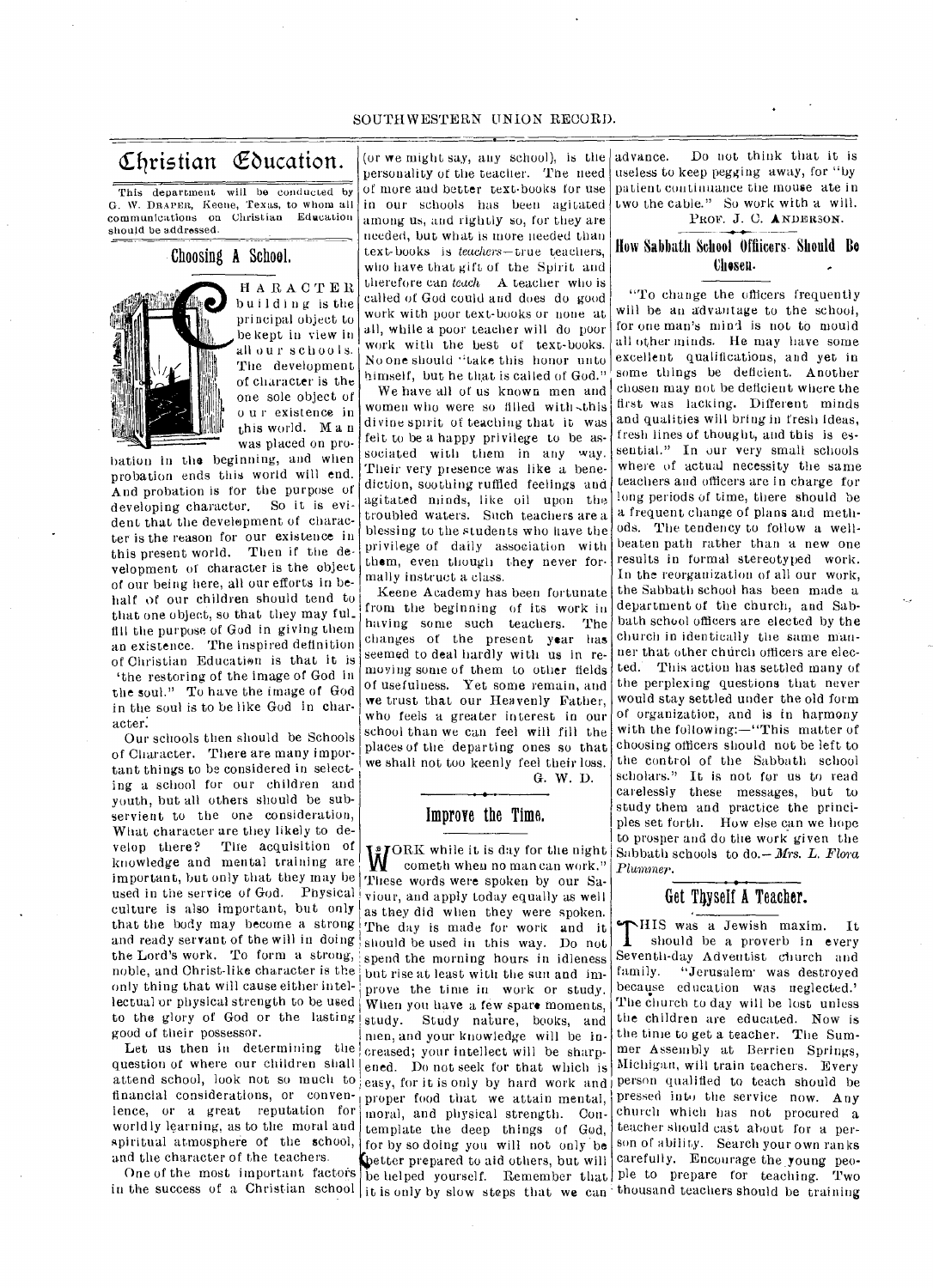# Christian Education.

This department will be conducted by G. W. DRAPER, Keene, Texas, to whom all communications on Christian Education should be addressed.

## Choosing A School.

CHARACTER building is the principal object to be kept in view in all our schools. The development of character is the one sole object of our existence in this world. Man was placed on probation in the beginning, and when probation ends this world will end. And probation is for the purpose of developing character. So it is evident that the development of character is the reason for our existence in this present world. Then if the development of character is the object of our being here, all our efforts in behalf of our children should tend to that one object, so that they may fulfill the purpose of God in giving them an existence. The inspired definition of Christian Education is that it is 'the restoring of the image of God in the soul." To have the image of God in the soul is to be like God in character.

Our schools then should be Schools of Character. There are many important things to be considered in selecting a school for our children and youth, but all others should be subservient to the one consideration, What character are they likely to develop there? The acquisition of knowledge and mental training are important, but only that they may be used in the service of God. Physical culture is also important, but only that the body may become a strong and ready servant of the will in doing the Lord's work. To form a strong, noble, and Christ-like character is the only thing that will cause either intellectual or physical strength to be used to the glory of God or the lasting good of their possessor.

Let us then in determining the question of where our children shall attend school, look not so much to financial considerations, or convenience, or a great reputation for worldly learning, as to the moral and spiritual atmosphere of the school, and the character of the teachers.

One of the most important factors in the success of a Christian school (or we might say, any school), is the personality of the teacher. The need of more and better text-books for use in our schools has been agitated among us, and rightly so, for they are needed, but what is more needed than text-books is *teachers*—true teachers, who have that gift of the Spirit and therefore can *teach*. A teacher who is called of God could and does do good work with poor text-books or none at all, while a poor teacher will do poor work with the best of text-books. No one should "take this honor unto himself, but he that is called of God."

We have all of us known men and women who were so filled with this divine spirit of teaching that it was felt to be a happy privilege to be associated with them in any way. Their very presence was like a benediction, soothing ruffled feelings and agitated minds, like oil upon the troubled waters. Such teachers are a blessing to the students who have the privilege of daily association with them, even though they never formally instruct a class.

Keene Academy has been fortunate from the beginning of its work in having some such teachers. The changes of the present year has seemed to deal hardly with us in removing some of them to other fields of usefulness. Yet some remain, and we trust that our Heavenly Father, who feels a greater interest in our school than we can feel will fill the places of the departing ones so that we shall not too keenly feel their loss.

G. W. D.

## Improve the Time.

"WORK while it is day for the night cometh when no man can work." These words were spoken by our Saviour, and apply today equally as well as they did when they were spoken. The day is made for work and it should be used in this way. Do not spend the morning hours in idleness but rise at least with the sun and improve the time in work or study. When you have a few spare moments, study. Study nature, books, and men, and your knowledge will be increased; your intellect will be sharpened. Do not seek for that which is easy, for it is only by hard work and proper food that we attain mental, moral, and physical strength. Contemplate the deep things of God, for by so doing you will not only be better prepared to aid others, but will be helped yourself. Remember that it is only by slow steps that we can advance. Do not think that it is useless to keep pegging away, for "by patient continuance the mouse ate in two the cable." So work with a will.

PROF. J. C. ANDERSON.

## How Sabbath School Officers Should Be Chosen.

"To change the officers frequently will be an advantage to the school, for one man's mind is not to mould all other minds. He may have some excellent qualifications, and yet in some things be deficient. Another chosen may not be deficient where the first was lacking. Different minds and qualities will bring in fresh ideas, fresh lines of thought, and this is essential." In our very small schools where of actual necessity the same teachers and officers are in charge for long periods of time, there should be a frequent change of plans and methods. The tendency to follow a well-beaten path rather than a new one results in formal stereotyped work. In the reorganization of all our work, the Sabbath school has been made a department of the church, and Sabbath school officers are elected by the church in identically the same manner that other church officers are elected. This action has settled many of the perplexing questions that never would stay settled under the old form of organization, and is in harmony with the following:—"This matter of choosing officers should not be left to the control of the Sabbath school scholars." It is not for us to read carelessly these messages, but to study them and practice the principles set forth. How else can we hope to prosper and do the work given the Sabbath schools to do.—*Mrs. L. Flora Plummer.*

## Get Thyself A Teacher.

THIS was a Jewish maxim. It should be a proverb in every Seventh-day Adventist church and family. "Jerusalem was destroyed because education was neglected.' The church to day will be lost unless the children are educated. Now is the time to get a teacher. The Summer Assembly at Berrien Springs, Michigan, will train teachers. Every person qualified to teach should be pressed into the service now. Any church which has not procured a teacher should cast about for a person of ability. Search your own ranks carefully. Encourage the young people to prepare for teaching. Two thousand teachers should be training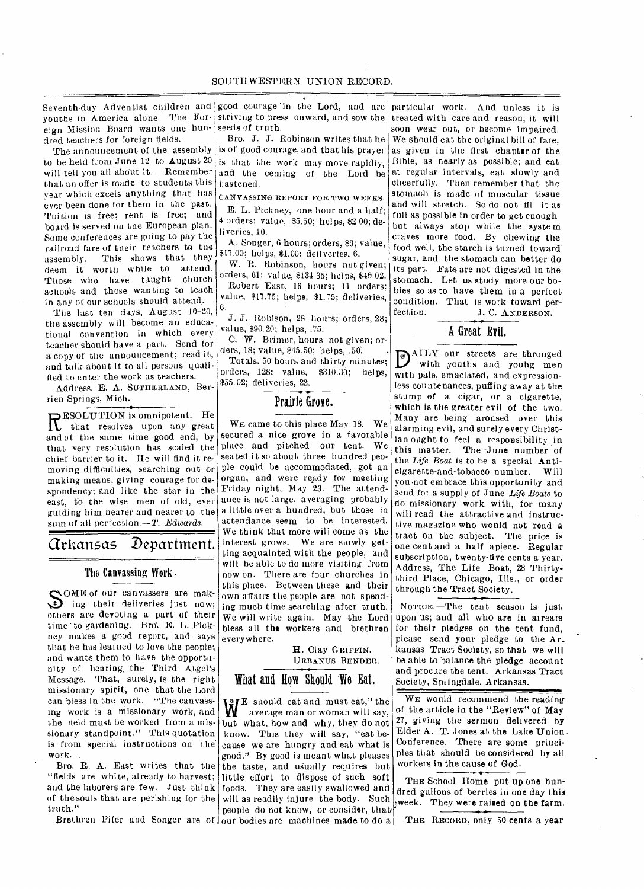Seventh-day Adventist children and youths in America alone. The Foreign Mission Board wants one hundred teachers for foreign fields.

The announcement of the assembly to be held from June 12 to August 20 will tell you all about it. Remember that an offer is made to students this year which excels anything that has ever been done for them in the past. Tuition is free; rent is free; and board is served on the European plan. Some conferences are going to pay the railroad fare of their teachers to the assembly. This shows that they deem it worth while to attend. Those who have taught church schools and those wanting to teach in any of our schools should attend.

The last ten days, August 10-20, the assembly will become an educational convention in which every teacher should have a part. Send for a copy of the announcement; read it, and talk about it to all persons qualified to enter the work as teachers.

Address, E. A. SUTHERLAND, Berrien Springs, Mich.

RESOLUTION is omnipotent. He that resolves upon any great and at the same time good end, by that very resolution has scaled the chief barrier to it. He will find it removing difficulties, searching out or making means, giving courage for despondency; and like the star in the east, to the wise men of old, ever guiding him nearer and nearer to the sum of all perfection.—*T. Edwards.*

# Arkansas Department.

## The Canvassing Work.

SOME of our canvassers are making their deliveries just now; others are devoting a part of their time to gardening. Bro. E. L. Pickney makes a good report, and says that he has learned to love the people; and wants them to have the opportunity of hearing the Third Angel's Message. That, surely, is the right missionary spirit, one that the Lord can bless in the work. "The canvassing work is a missionary work, and the field must be worked from a missionary standpoint." This quotation is from special instructions on the work.

Bro. R. A. East writes that the "fields are white, already to harvest; and the laborers are few. Just think of the souls that are perishing for the truth."

Brethren Pifer and Songer are of good courage in the Lord, and are striving to press onward, and sow the seeds of truth.

Bro. J. J. Robinson writes that he is of good courage, and that his prayer is that the work may move rapidly, and the coming of the Lord be hastened.

CANVASSING REPORT FOR TWO WEEKS.

E. L. Pickney, one hour and a half; 4 orders; value, $5.50; helps, $2 00; deliveries, 10.

A. Songer, 6 hours; orders, $6; value, $17.00; helps, $1.00; deliveries, 6.

W. R. Robinson, hours not given; orders, 61; value, $134 35; helps, $49 02.

Robert East, 16 hours; 11 orders; value, $17.75; helps, $1.75; deliveries, 6.

J. J. Robison, 28 hours; orders, 28; value, $90.20; helps, .75.

C. W. Brimer, hours not given; orders, 18; value, $45.50; helps, .50.

Totals, 50 hours and thirty minutes; orders, 128; value, $310.30; helps, $55.02; deliveries, 22.

## Prairie Grove.

WE came to this place May 18. We secured a nice grove in a favorable place and pitched our tent. We seated it so about three hundred people could be accommodated, got an organ, and were ready for meeting Friday night, May 23. The attendance is not large, averaging probably a little over a hundred, but those in attendance seem to be interested. We think that more will come as the interest grows. We are slowly getting acquainted with the people, and will be able to do more visiting from now on. There are four churches in this place. Between these and their own affairs the people are not spending much time searching after truth. We will write again. May the Lord bless all the workers and brethren everywhere.

H. CLAY GRIFFIN.
URBANUS BENDER.

## What and How Should We Eat.

"WE should eat and must eat," the average man or woman will say, but what, how and why, they do not know. This they will say, "eat because we are hungry and eat what is good." By good is meant what pleases the taste, and usually requires but little effort to dispose of such soft foods. They are easily swallowed and will as readily injure the body. Such people do not know, or consider, that our bodies are machines made to do a particular work. And unless it is treated with care and reason, it will soon wear out, or become impaired. We should eat the original bill of fare, as given in the first chapter of the Bible, as nearly as possible; and eat at regular intervals, eat slowly and cheerfully. Then remember that the stomach is made of muscular tissue and will stretch. So do not fill it as full as possible in order to get enough but always stop while the system craves more food. By chewing the food well, the starch is turned toward sugar, and the stomach can better do its part. Fats are not digested in the stomach. Let us study more our bodies so as to have them in a perfect condition. That is work toward perfection.

J. C. ANDERSON.

## A Great Evil.

DAILY our streets are thronged with youths and young men with pale, emaciated, and expressionless countenances, puffing away at the stump of a cigar, or a cigarette, which is the greater evil of the two. Many are being aroused over this alarming evil, and surely every Christian ought to feel a responsibility in this matter. The June number of the *Life Boat* is to be a special Anti-cigarette-and-tobacco number. Will you not embrace this opportunity and send for a supply of June *Life Boats* to do missionary work with, for many will read the attractive and instructive magazine who would not read a tract on the subject. The price is one cent and a half apiece. Regular subscription, twenty-five cents a year. Address, The Life Boat, 28 Thirty-third Place, Chicago, Ills., or order through the Tract Society.

NOTICE.—The tent season is just upon us; and all who are in arrears for their pledges on the tent fund, please send your pledge to the Arkansas Tract Society, so that we will be able to balance the pledge account and procure the tent. Arkansas Tract Society, Springdale, Arkansas.

WE would recommend the reading of the article in the "Review" of May 27, giving the sermon delivered by Elder A. T. Jones at the Lake Union Conference. There are some principles that should be considered by all workers in the cause of God.

THE School Home put up one hundred gallons of berries in one day this week. They were raised on the farm.

THE RECORD, only 50 cents a year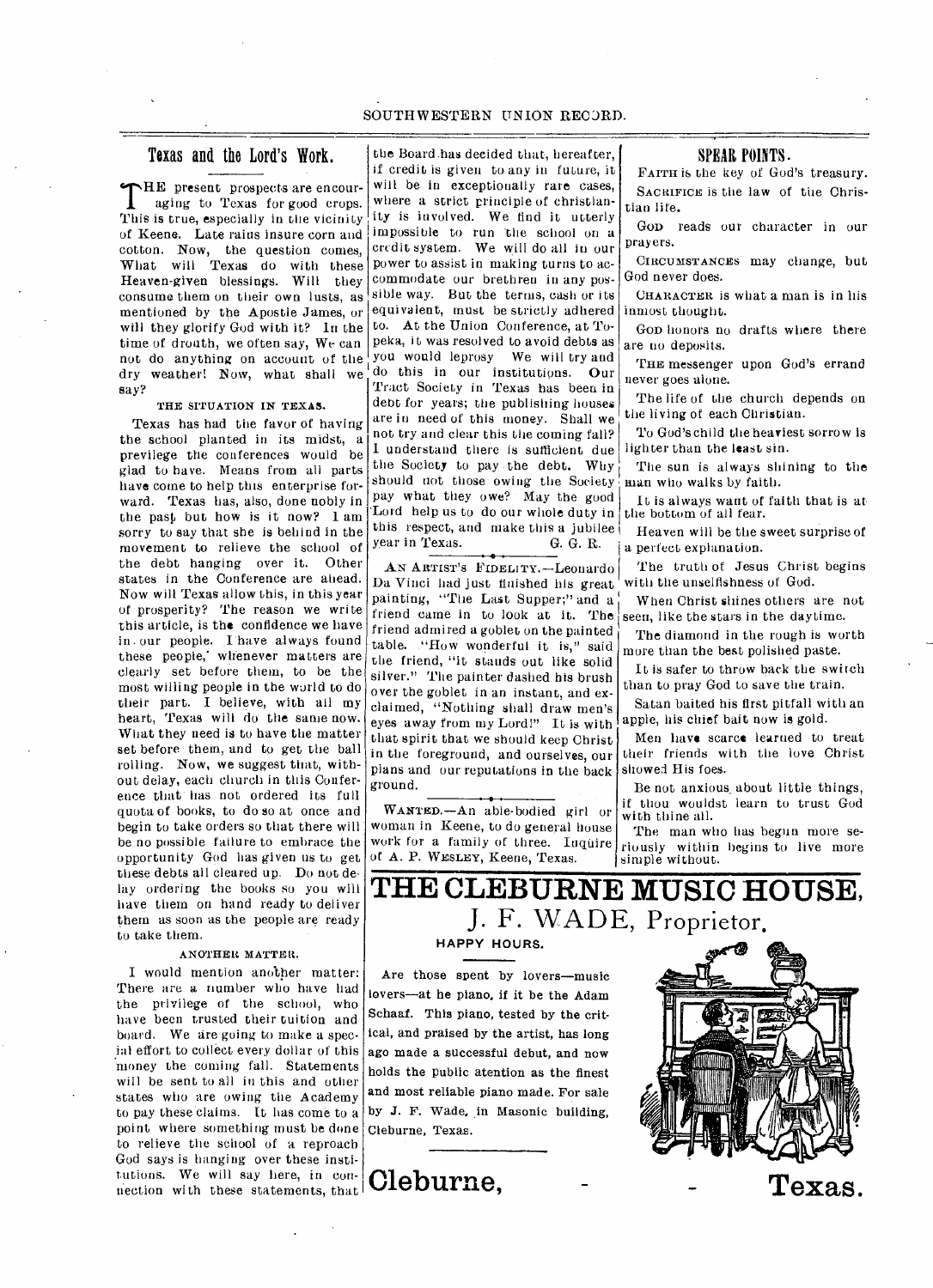## Texas and the Lord's Work.

THE present prospects are encouraging to Texas for good crops. This is true, especially in the vicinity of Keene. Late rains insure corn and cotton. Now, the question comes, What will Texas do with these Heaven-given blessings. Will they consume them on their own lusts, as mentioned by the Apostle James, or will they glorify God with it? In the time of drouth, we often say, We can not do anything on account of the dry weather! Now, what shall we say?

### THE SITUATION IN TEXAS.

Texas has had the favor of having the school planted in its midst, a previlege the conferences would be glad to have. Means from all parts have come to help this enterprise forward. Texas has, also, done nobly in the past but how is it now? I am sorry to say that she is behind in the movement to relieve the school of the debt hanging over it. Other states in the Conference are ahead. Now will Texas allow this, in this year of prosperity? The reason we write this article, is the confidence we have in our people. I have always found these people, whenever matters are clearly set before them, to be the most willing people in the world to do their part. I believe, with all my heart, Texas will do the same now. What they need is to have the matter set before them, and to get the ball rolling. Now, we suggest that, without delay, each church in this Conference that has not ordered its full quota of books, to do so at once and begin to take orders so that there will be no possible failure to embrace the opportunity God has given us to get these debts all cleared up. Do not delay ordering the books so you will have them on hand ready to deliver them as soon as the people are ready to take them.

### ANOTHER MATTER.

I would mention another matter: There are a number who have had the privilege of the school, who have been trusted their tuition and board. We are going to make a special effort to collect every dollar of this money the coming fall. Statements will be sent to all in this and other states who are owing the Academy to pay these claims. It has come to a point where something must be done to relieve the school of a reproach God says is hanging over these institutions. We will say here, in connection with these statements, that the Board has decided that, hereafter, if credit is given to any in future, it will be in exceptionally rare cases, where a strict principle of christianity is involved. We find it utterly impossible to run the school on a credit system. We will do all in our power to assist in making turns to accommodate our brethren in any possible way. But the terms, cash or its equivalent, must be strictly adhered to. At the Union Conference, at Topeka, it was resolved to avoid debts as you would leprosy. We will try and do this in our institutions. Our Tract Society in Texas has been in debt for years; the publishing houses are in need of this money. Shall we not try and clear this the coming fall? I understand there is sufficient due the Society to pay the debt. Why should not those owing the Society pay what they owe? May the good Lord help us to do our whole duty in this respect, and make this a jubilee year in Texas.

G. G. R.

AN ARTIST'S FIDELITY.—Leonardo Da Vinci had just finished his great painting, "The Last Supper;" and a friend came in to look at it. The friend admired a goblet on the painted table. "How wonderful it is," said the friend, "it stands out like solid silver." The painter dashed his brush over the goblet in an instant, and exclaimed, "Nothing shall draw men's eyes away from my Lord!" It is with that spirit that we should keep Christ in the foreground, and ourselves, our plans and our reputations in the back ground.

WANTED.—An able-bodied girl or woman in Keene, to do general house work for a family of three. Inquire of A. P. WESLEY, Keene, Texas.

## SPEAR POINTS.

FAITH is the key of God's treasury.

SACRIFICE is the law of the Christian life.

GOD reads our character in our prayers.

CIRCUMSTANCES may change, but God never does.

CHARACTER is what a man is in his inmost thought.

GOD honors no drafts where there are no deposits.

THE messenger upon God's errand never goes alone.

The life of the church depends on the living of each Christian.

To God's child the heaviest sorrow is lighter than the least sin.

The sun is always shining to the man who walks by faith.

It is always want of faith that is at the bottom of all fear.

Heaven will be the sweet surprise of a perfect explanation.

The truth of Jesus Christ begins with the unselfishness of God.

When Christ shines others are not seen, like the stars in the daytime.

The diamond in the rough is worth more than the best polished paste.

It is safer to throw back the switch than to pray God to save the train.

Satan baited his first pitfall with an apple, his chief bait now is gold.

Men have scarce learned to treat their friends with the love Christ showed His foes.

Be not anxious about little things, if thou wouldst learn to trust God with thine all.

The man who has begun more seriously within begins to live more simple without.

# THE CLEBURNE MUSIC HOUSE,

## J. F. WADE, Proprietor.

**HAPPY HOURS.**

Are those spent by lovers—music lovers—at he piano, if it be the Adam Schaaf. This piano, tested by the critical, and praised by the artist, has long ago made a successful debut, and now holds the public atention as the finest and most reliable piano made. For sale by J. F. Wade, in Masonic building, Cleburne, Texas.

**Cleburne, - - Texas.**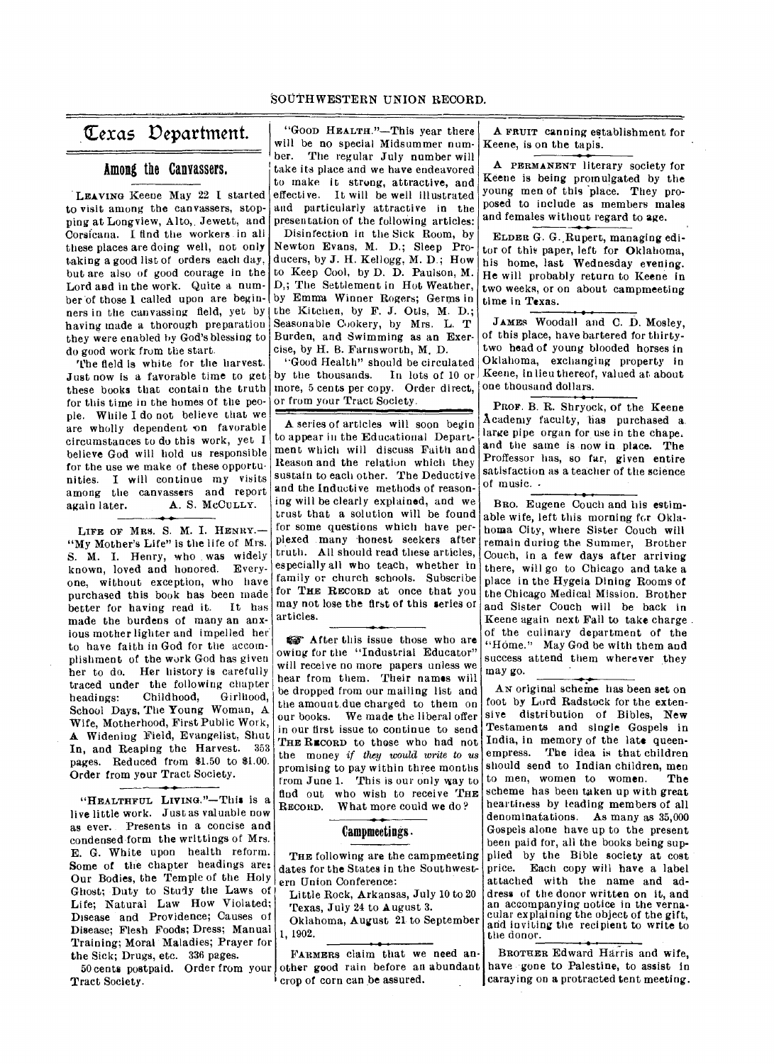# Texas Department.

## Among the Canvassers.

LEAVING Keene May 22 I started to visit among the canvassers, stopping at Longview, Alto, Jewett, and Corsicana. I find the workers in all these places are doing well, not only taking a good list of orders each day, but are also of good courage in the Lord and in the work. Quite a number of those I called upon are beginners in the canvassing field, yet by having made a thorough preparation they were enabled by God's blessing to do good work from the start.

The field is white for the harvest. Just now is a favorable time to get these books that contain the truth for this time in the homes of the people. While I do not believe that we are wholly dependent on favorable circumstances to do this work, yet I believe God will hold us responsible for the use we make of these opportunities. I will continue my visits among the canvassers and report again later. A. S. McCULLY.

LIFE OF MRS. S. M. I. HENRY.—"My Mother's Life" is the life of Mrs. S. M. I. Henry, who was widely known, loved and honored. Everyone, without exception, who have purchased this book has been made better for having read it. It has made the burdens of many an anxious mother lighter and impelled her to have faith in God for the accomplishment of the work God has given her to do. Her history is carefully traced under the following chapter headings: Childhood, Girlhood, School Days, The Young Woman, A Wife, Motherhood, First Public Work, A Widening Field, Evangelist, Shut In, and Reaping the Harvest. 353 pages. Reduced from $1.50 to $1.00. Order from your Tract Society.

"HEALTHFUL LIVING."—This is a live little work. Just as valuable now as ever. Presents in a concise and condensed form the writtings of Mrs. E. G. White upon health reform. Some of the chapter headings are: Our Bodies, the Temple of the Holy Ghost; Duty to Study the Laws of Life; Natural Law How Violated; Disease and Providence; Causes of Disease; Flesh Foods; Dress; Manual Training; Moral Maladies; Prayer for the Sick; Drugs, etc. 336 pages.

50 cents postpaid. Order from your Tract Society.

"GOOD HEALTH."—This year there will be no special Midsummer number. The regular July number will take its place and we have endeavored to make it strong, attractive, and effective. It will be well illustrated and particularly attractive in the presentation of the following articles: Disinfection in the Sick Room, by Newton Evans, M. D.; Sleep Producers, by J. H. Kellogg, M. D.; How to Keep Cool, by D. D. Paulson, M. D.; The Settlement in Hot Weather, by Emma Winner Rogers; Germs in the Kitchen, by F. J. Otis, M. D.; Seasonable Cookery, by Mrs. L. T Burden, and Swimming as an Exercise, by H. B. Farnsworth, M. D.

"Good Health" should be circulated by the thousands. In lots of 10 or more, 5 cents per copy. Order direct, or from your Tract Society.

A series of articles will soon begin to appear in the Educational Department which will discuss Faith and Reason and the relation which they sustain to each other. The Deductive and the Inductive methods of reasoning will be clearly explained, and we trust that a solution will be found for some questions which have perplexed many honest seekers after truth. All should read these articles, especially all who teach, whether in family or church schools. Subscribe for THE RECORD at once that you may not lose the first of this series of articles.

☞ After this issue those who are owing for the "Industrial Educator" will receive no more papers unless we hear from them. Their names will be dropped from our mailing list and the amount due charged to them on our books. We made the liberal offer in our first issue to continue to send THE RECORD to those who had not the money *if they would write to us* promising to pay within three months from June 1. This is our only way to find out who wish to receive THE RECORD. What more could we do?

## Campmeetings.

THE following are the campmeeting dates for the States in the Southwestern Union Conference:

Little Rock, Arkansas, July 10 to 20

Texas, July 24 to August 3.

Oklahoma, August 21 to September 1, 1902.

FARMERS claim that we need another good rain before an abundant crop of corn can be assured.

A FRUIT canning establishment for Keene, is on the tapis.

A PERMANENT literary society for Keene is being promulgated by the young men of this place. They proposed to include as members males and females without regard to age.

ELDER G. G. Rupert, managing editor of this paper, left for Oklahoma, his home, last Wednesday evening. He will probably return to Keene in two weeks, or on about campmeeting time in Texas.

JAMES Woodall and C. D. Mosley, of this place, have bartered for thirty-two head of young blooded horses in Oklahoma, exchanging property in Keene, in lieu thereof, valued at about one thousand dollars.

PROF. B. R. Shryock, of the Keene Academy faculty, has purchased a large pipe organ for use in the chapel, and the same is now in place. The Proffessor has, so far, given entire satisfaction as a teacher of the science of music.

BRO. Eugene Couch and his estimable wife, left this morning for Oklahoma City, where Sister Couch will remain during the Summer, Brother Couch, in a few days after arriving there, will go to Chicago and take a place in the Hygeia Dining Rooms of the Chicago Medical Mission. Brother and Sister Couch will be back in Keene again next Fall to take charge of the culinary department of the "Home." May God be with them and success attend them wherever they may go.

AN original scheme has been set on foot by Lord Radstock for the extensive distribution of Bibles, New Testaments and single Gospels in India, in memory of the late queen-empress. The idea is that children should send to Indian children, men to men, women to women. The scheme has been taken up with great heartiness by leading members of all denominations. As many as 35,000 Gospels alone have up to the present been paid for, all the books being supplied by the Bible society at cost price. Each copy will have a label attached with the name and address of the donor written on it, and an accompanying notice in the vernacular explaining the object of the gift, and inviting the recipient to write to the donor.

BROTHER Edward Harris and wife, have gone to Palestine, to assist in caraying on a protracted tent meeting.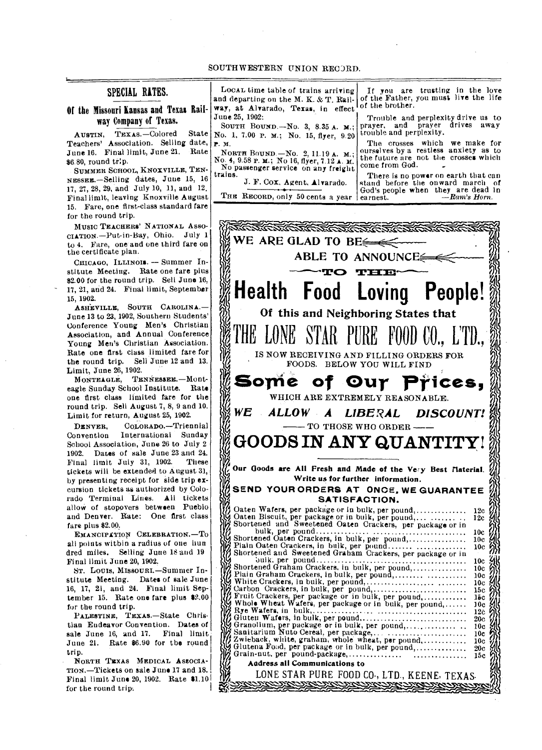## SPECIAL RATES.

### Of the Missouri Kansas and Texas Railway Company of Texas.

AUSTIN, TEXAS.—Colored State Teachers' Association. Selling date, June 16. Final limit, June 21. Rate $6.80, round trip.

SUMMER SCHOOL, KNOXVILLE, TENNESSEE.—Selling dates, June 15, 16 17, 27, 28, 29, and July 10, 11, and 12. Final limit, leaving Knoxville August 15. Fare, one first-class standard fare for the round trip.

MUSIC TEACHERS' NATIONAL ASSOCIATION.—Put-in-Bay, Ohio. July 1 to 4. Fare, one and one third fare on the certificate plan.

CHICAGO, ILLINOIS.—Summer Institute Meeting. Rate one fare plus $2.00 for the round trip. Sell June 16, 17, 21, and 24. Final limit, September 15, 1902.

ASHEVILLE, SOUTH CAROLINA.—June 13 to 23, 1902, Southern Students' Conference Young Men's Christian Association, and Annual Conference Young Men's Christian Association. Rate one first class limited fare for the round trip. Sell June 12 and 13. Limit, June 26, 1902.

MONTEAGLE, TENNESSEE.—Monteagle Sunday School Institute. Rate one first class limited fare for the round trip. Sell August 7, 8, 9 and 10. Limit for return, August 25, 1902.

DENVER, COLORADO.—Triennial Convention International Sunday School Association, June 26 to July 2 1902. Dates of sale June 23 and 24. Final limit July 31, 1902. These tickets will be extended to August 31, by presenting receipt for side trip excursion tickets as authorized by Colorado Terminal Lines. All tickets allow of stopovers between Pueblo and Denver. Rate: One first class fare plus $2.00.

EMANCIPATION CELEBRATION.—To all points within a radius of one hundred miles. Selling June 18 and 19 Final limit June 20, 1902.

ST. LOUIS, MISSOURI.—Summer Institute Meeting. Dates of sale June 16, 17, 21, and 24. Final limit September 15. Rate one fare plus $2.00 for the round trip.

PALESTINE, TEXAS.—State Christian Endeavor Convention. Dates of sale June 16, and 17. Final limit June 21. Rate $6.90 for the round trip.

NORTH TEXAS MEDICAL ASSOCIATION.—Tickets on sale June 17 and 18. Final limit June 20, 1902. Rate $1.10 for the round trip.

---

LOCAL time table of trains arriving and departing on the M. K. & T. Railway, at Alvarado, Texas, in effect June 25, 1902:

SOUTH BOUND.—No. 3, 8.35 A. M.; No. 1, 7.00 P. M.; No. 15, flyer, 9.20 P. M.

NORTH BOUND.—No. 2, 11.19 A. M.; No. 4, 9.58 P. M.; No 16, flyer, 7.12 A. M.

No passenger service on any freight trains.

J. F. COX, Agent, Alvarado.

---

THE RECORD, only 50 cents a year

---

If you are trusting in the love of the Father, you must live the life of the brother.

Trouble and perplexity drive us to prayer, and prayer drives away trouble and perplexity.

The crosses which we make for ourselves by a restless anxiety as to the future are not the crosses which come from God.

There is no power on earth that can stand before the onward march of God's people when they are dead in earnest. —*Ram's Horn.*

---

WE ARE GLAD TO BE ABLE TO ANNOUNCE TO THE

# Health Food Loving People!

**Of this and Neighboring States that**

# THE LONE STAR PURE FOOD CO., L'TD.,

IS NOW RECEIVING AND FILLING ORDERS FOR FOODS. BELOW YOU WILL FIND

## Some of Our Prices,

WHICH ARE EXTREMELY REASONABLE.

***WE ALLOW A LIBERAL DISCOUNT!***

— TO THOSE WHO ORDER —

## GOODS IN ANY QUANTITY!

**Our Goods are All Fresh and Made of the Very Best Material. Write us for further information.**

**SEND YOUR ORDERS AT ONCE, WE GUARANTEE SATISFACTION.**

| | |
|---|---|
| Oaten Wafers, per package or in bulk, per pound | 12c |
| Oaten Biscuit, per package or in bulk, per pound | 12c |
| Shortened and Sweetened Oaten Crackers, per package or in bulk, per pound | 10c |
| Shortened Oaten Crackers, in bulk, per pound | 10c |
| Plain Oaten Crackers, in bulk, per pound | 10c |
| Shortened and Sweetened Graham Crackers, per package or in bulk, per pound | 10c |
| Shortened Graham Crackers, in bulk, per pound | 10c |
| Plain Graham Crackers, in bulk, per pound | 10c |
| White Crackers, in bulk, per pound | 10c |
| Carbon Crackers, in bulk, per pound | 15c |
| Fruit Crackers, per package or in bulk, per pound | 15c |
| Whole Wheat Wafers, per package or in bulk, per pound | 10c |
| Rye Wafers, in bulk | 12c |
| Gluten Wafers, in bulk, per pound | 20c |
| Granolium, per package or in bulk, per pound | 10c |
| Sanitarium Nuto Cereal, per package | 10c |
| Zwieback, white, graham, whole wheat, per pound | 10c |
| Glutena Food, per package or in bulk, per pound | 20c |
| Grain-nut, per pound-package | 15c |

**Address all Communications to**

LONE STAR PURE FOOD CO., LTD., KEENE, TEXAS.